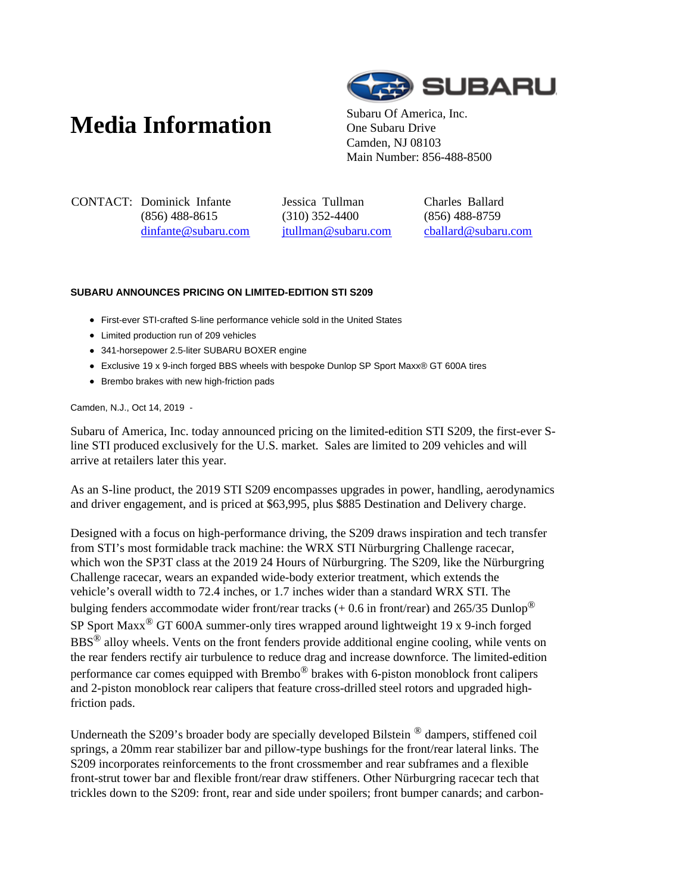# Media Information

Subaru Of America, Inc.
One Subaru Drive
Camden, NJ 08103
Main Number: 856-488-8500

| CONTACT: | Dominick Infante | Jessica Tullman | Charles Ballard |
|---|---|---|---|
| | (856) 488-8615 | (310) 352-4400 | (856) 488-8759 |
| | dinfante@subaru.com | jtullman@subaru.com | cballard@subaru.com |

**SUBARU ANNOUNCES PRICING ON LIMITED-EDITION STI S209**

- First-ever STI-crafted S-line performance vehicle sold in the United States
- Limited production run of 209 vehicles
- 341-horsepower 2.5-liter SUBARU BOXER engine
- Exclusive 19 x 9-inch forged BBS wheels with bespoke Dunlop SP Sport Maxx® GT 600A tires
- Brembo brakes with new high-friction pads

Camden, N.J., Oct 14, 2019 -

Subaru of America, Inc. today announced pricing on the limited-edition STI S209, the first-ever S-line STI produced exclusively for the U.S. market. Sales are limited to 209 vehicles and will arrive at retailers later this year.

As an S-line product, the 2019 STI S209 encompasses upgrades in power, handling, aerodynamics and driver engagement, and is priced at $63,995, plus $885 Destination and Delivery charge.

Designed with a focus on high-performance driving, the S209 draws inspiration and tech transfer from STI's most formidable track machine: the WRX STI Nürburgring Challenge racecar, which won the SP3T class at the 2019 24 Hours of Nürburgring. The S209, like the Nürburgring Challenge racecar, wears an expanded wide-body exterior treatment, which extends the vehicle's overall width to 72.4 inches, or 1.7 inches wider than a standard WRX STI. The bulging fenders accommodate wider front/rear tracks (+ 0.6 in front/rear) and 265/35 Dunlop® SP Sport Maxx® GT 600A summer-only tires wrapped around lightweight 19 x 9-inch forged BBS® alloy wheels. Vents on the front fenders provide additional engine cooling, while vents on the rear fenders rectify air turbulence to reduce drag and increase downforce. The limited-edition performance car comes equipped with Brembo® brakes with 6-piston monoblock front calipers and 2-piston monoblock rear calipers that feature cross-drilled steel rotors and upgraded high-friction pads.

Underneath the S209's broader body are specially developed Bilstein ® dampers, stiffened coil springs, a 20mm rear stabilizer bar and pillow-type bushings for the front/rear lateral links. The S209 incorporates reinforcements to the front crossmember and rear subframes and a flexible front-strut tower bar and flexible front/rear draw stiffeners. Other Nürburgring racecar tech that trickles down to the S209: front, rear and side under spoilers; front bumper canards; and carbon-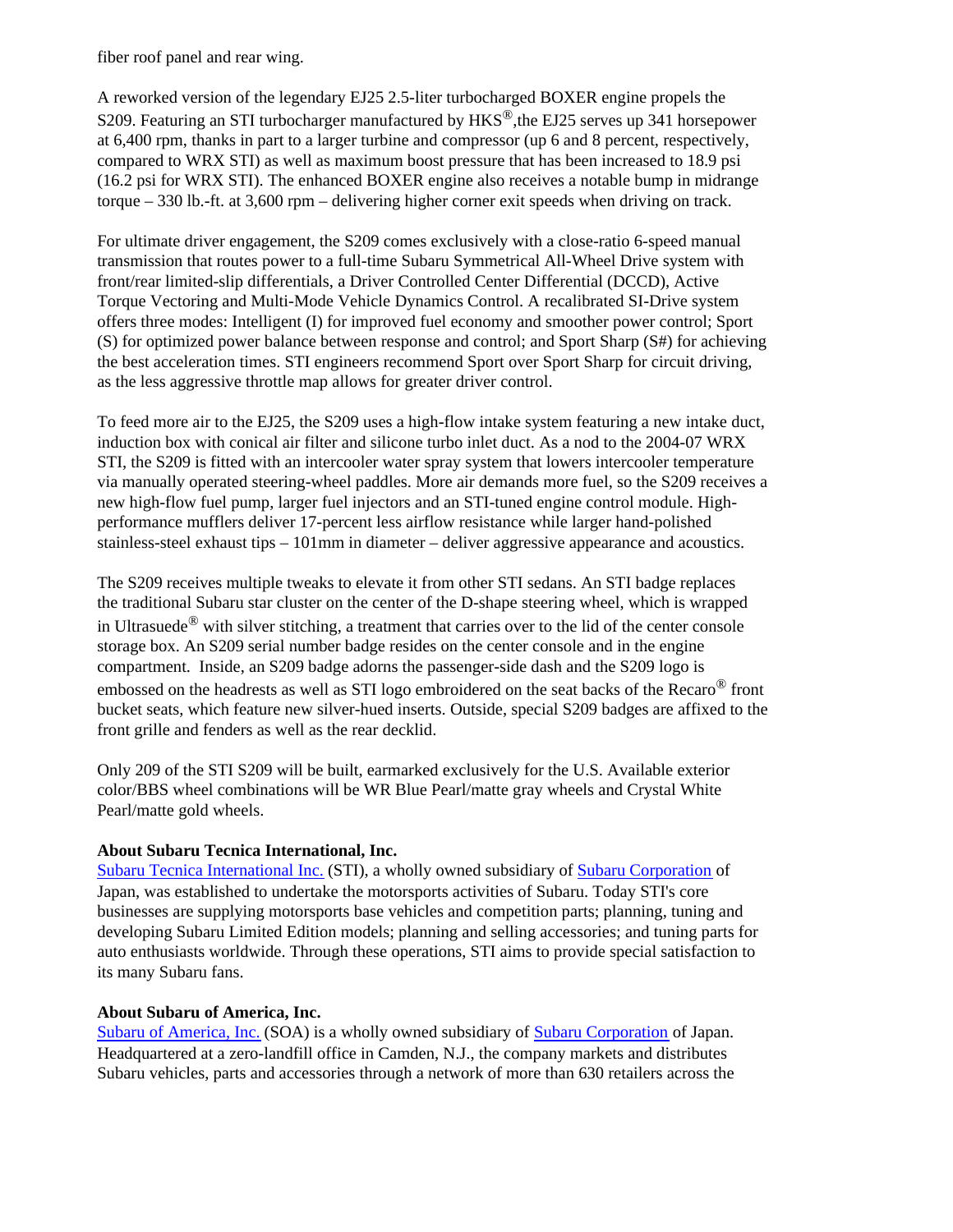fiber roof panel and rear wing.

A reworked version of the legendary EJ25 2.5-liter turbocharged BOXER engine propels the S209. Featuring an STI turbocharger manufactured by HKS®,the EJ25 serves up 341 horsepower at 6,400 rpm, thanks in part to a larger turbine and compressor (up 6 and 8 percent, respectively, compared to WRX STI) as well as maximum boost pressure that has been increased to 18.9 psi (16.2 psi for WRX STI). The enhanced BOXER engine also receives a notable bump in midrange torque – 330 lb.-ft. at 3,600 rpm – delivering higher corner exit speeds when driving on track.

For ultimate driver engagement, the S209 comes exclusively with a close-ratio 6-speed manual transmission that routes power to a full-time Subaru Symmetrical All-Wheel Drive system with front/rear limited-slip differentials, a Driver Controlled Center Differential (DCCD), Active Torque Vectoring and Multi-Mode Vehicle Dynamics Control. A recalibrated SI-Drive system offers three modes: Intelligent (I) for improved fuel economy and smoother power control; Sport (S) for optimized power balance between response and control; and Sport Sharp (S#) for achieving the best acceleration times. STI engineers recommend Sport over Sport Sharp for circuit driving, as the less aggressive throttle map allows for greater driver control.

To feed more air to the EJ25, the S209 uses a high-flow intake system featuring a new intake duct, induction box with conical air filter and silicone turbo inlet duct. As a nod to the 2004-07 WRX STI, the S209 is fitted with an intercooler water spray system that lowers intercooler temperature via manually operated steering-wheel paddles. More air demands more fuel, so the S209 receives a new high-flow fuel pump, larger fuel injectors and an STI-tuned engine control module. High-performance mufflers deliver 17-percent less airflow resistance while larger hand-polished stainless-steel exhaust tips – 101mm in diameter – deliver aggressive appearance and acoustics.

The S209 receives multiple tweaks to elevate it from other STI sedans. An STI badge replaces the traditional Subaru star cluster on the center of the D-shape steering wheel, which is wrapped in Ultrasuede® with silver stitching, a treatment that carries over to the lid of the center console storage box. An S209 serial number badge resides on the center console and in the engine compartment. Inside, an S209 badge adorns the passenger-side dash and the S209 logo is embossed on the headrests as well as STI logo embroidered on the seat backs of the Recaro® front bucket seats, which feature new silver-hued inserts. Outside, special S209 badges are affixed to the front grille and fenders as well as the rear decklid.

Only 209 of the STI S209 will be built, earmarked exclusively for the U.S. Available exterior color/BBS wheel combinations will be WR Blue Pearl/matte gray wheels and Crystal White Pearl/matte gold wheels.

**About Subaru Tecnica International, Inc.**

Subaru Tecnica International Inc. (STI), a wholly owned subsidiary of Subaru Corporation of Japan, was established to undertake the motorsports activities of Subaru. Today STI's core businesses are supplying motorsports base vehicles and competition parts; planning, tuning and developing Subaru Limited Edition models; planning and selling accessories; and tuning parts for auto enthusiasts worldwide. Through these operations, STI aims to provide special satisfaction to its many Subaru fans.

**About Subaru of America, Inc.**

Subaru of America, Inc. (SOA) is a wholly owned subsidiary of Subaru Corporation of Japan. Headquartered at a zero-landfill office in Camden, N.J., the company markets and distributes Subaru vehicles, parts and accessories through a network of more than 630 retailers across the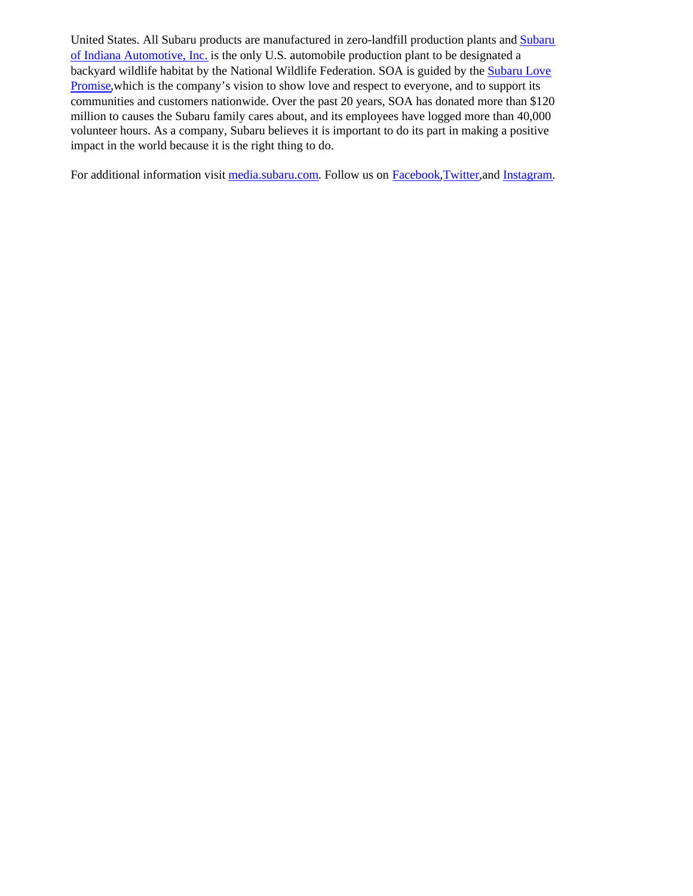United States. All Subaru products are manufactured in zero-landfill production plants and Subaru of Indiana Automotive, Inc. is the only U.S. automobile production plant to be designated a backyard wildlife habitat by the National Wildlife Federation. SOA is guided by the Subaru Love Promise,which is the company's vision to show love and respect to everyone, and to support its communities and customers nationwide. Over the past 20 years, SOA has donated more than $120 million to causes the Subaru family cares about, and its employees have logged more than 40,000 volunteer hours. As a company, Subaru believes it is important to do its part in making a positive impact in the world because it is the right thing to do.

For additional information visit media.subaru.com. Follow us on Facebook,Twitter,and Instagram.